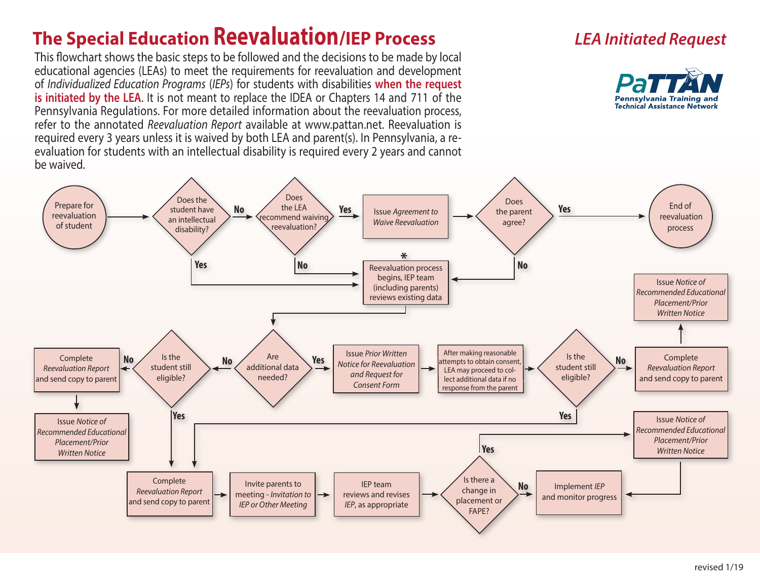# The Special Education Reevaluation/IEP Process

## *LEA Initiated Request*

PaTTAN
Pennsylvania Training and Technical Assistance Network

This flowchart shows the basic steps to be followed and the decisions to be made by local educational agencies (LEAs) to meet the requirements for reevaluation and development of *Individualized Education Programs* (*IEPs*) for students with disabilities **when the request is initiated by the LEA**. It is not meant to replace the IDEA or Chapters 14 and 711 of the Pennsylvania Regulations. For more detailed information about the reevaluation process, refer to the annotated *Reevaluation Report* available at www.pattan.net. Reevaluation is required every 3 years unless it is waived by both LEA and parent(s). In Pennsylvania, a reevaluation for students with an intellectual disability is required every 2 years and cannot be waived.

Prepare for reevaluation of student

Does the student have an intellectual disability?

No

Yes

Does the LEA recommend waiving reevaluation?

Yes

No

Issue *Agreement to Waive Reevaluation*

Does the parent agree?

Yes

No

End of reevaluation process

*

Reevaluation process begins, IEP team (including parents) reviews existing data

Are additional data needed?

No

Yes

Is the student still eligible?

No

Yes

Complete *Reevaluation Report* and send copy to parent

Issue *Notice of Recommended Educational Placement/Prior Written Notice*

Issue *Prior Written Notice for Reevaluation and Request for Consent Form*

After making reasonable attempts to obtain consent, LEA may proceed to collect additional data if no response from the parent

Is the student still eligible?

No

Yes

Complete *Reevaluation Report* and send copy to parent

Issue *Notice of Recommended Educational Placement/Prior Written Notice*

Complete *Reevaluation Report* and send copy to parent

Invite parents to meeting - *Invitation to IEP or Other Meeting*

IEP team reviews and revises *IEP*, as appropriate

Is there a change in placement or FAPE?

Yes

No

Issue *Notice of Recommended Educational Placement/Prior Written Notice*

Implement *IEP* and monitor progress

revised 1/19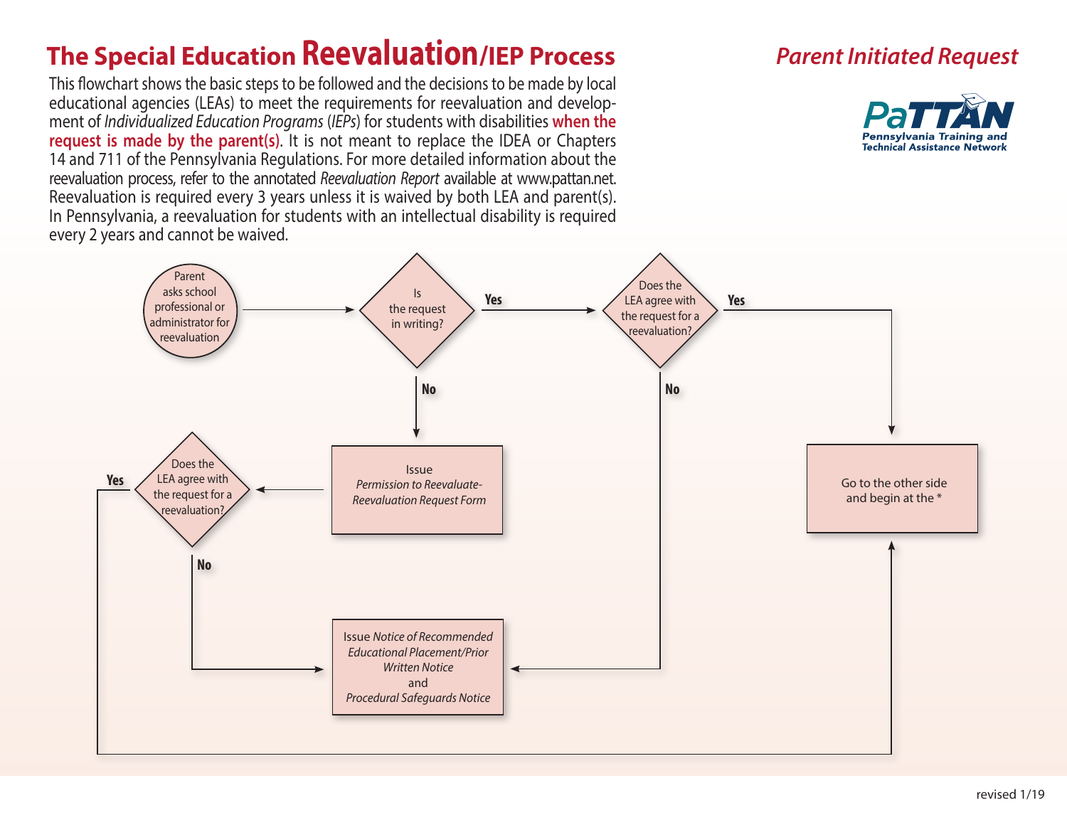# The Special Education Reevaluation/IEP Process

## *Parent Initiated Request*

PaTTAN
Pennsylvania Training and Technical Assistance Network

This flowchart shows the basic steps to be followed and the decisions to be made by local educational agencies (LEAs) to meet the requirements for reevaluation and development of *Individualized Education Programs* (*IEPs*) for students with disabilities **when the request is made by the parent(s)**. It is not meant to replace the IDEA or Chapters 14 and 711 of the Pennsylvania Regulations. For more detailed information about the reevaluation process, refer to the annotated *Reevaluation Report* available at www.pattan.net. Reevaluation is required every 3 years unless it is waived by both LEA and parent(s). In Pennsylvania, a reevaluation for students with an intellectual disability is required every 2 years and cannot be waived.

Parent asks school professional or administrator for reevaluation

Is the request in writing?

Yes

No

Does the LEA agree with the request for a reevaluation?

Yes

No

Issue *Permission to Reevaluate-Reevaluation Request Form*

Does the LEA agree with the request for a reevaluation?

Yes

No

Go to the other side and begin at the *

Issue *Notice of Recommended Educational Placement/Prior Written Notice* and *Procedural Safeguards Notice*

revised 1/19